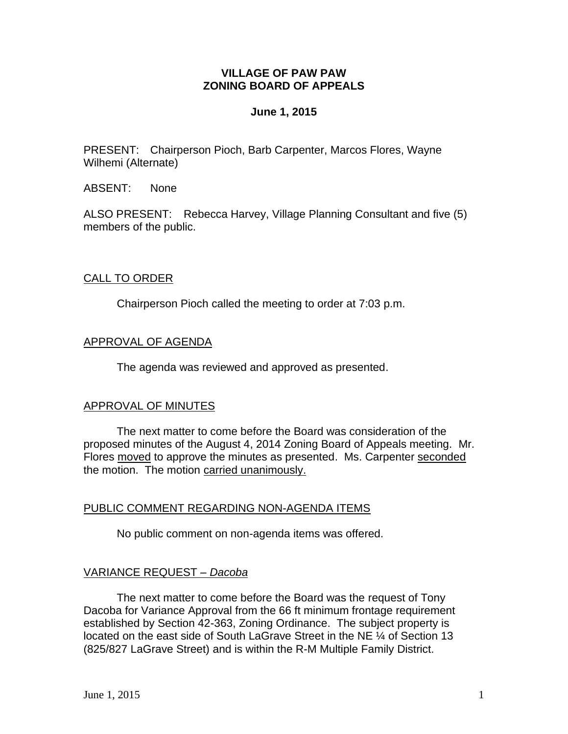# VILLAGE OF PAW PAW
# ZONING BOARD OF APPEALS

**June 1, 2015**

PRESENT: Chairperson Pioch, Barb Carpenter, Marcos Flores, Wayne Wilhemi (Alternate)

ABSENT: None

ALSO PRESENT: Rebecca Harvey, Village Planning Consultant and five (5) members of the public.

## CALL TO ORDER

Chairperson Pioch called the meeting to order at 7:03 p.m.

## APPROVAL OF AGENDA

The agenda was reviewed and approved as presented.

## APPROVAL OF MINUTES

The next matter to come before the Board was consideration of the proposed minutes of the August 4, 2014 Zoning Board of Appeals meeting. Mr. Flores moved to approve the minutes as presented. Ms. Carpenter seconded the motion. The motion carried unanimously.

## PUBLIC COMMENT REGARDING NON-AGENDA ITEMS

No public comment on non-agenda items was offered.

## VARIANCE REQUEST – *Dacoba*

The next matter to come before the Board was the request of Tony Dacoba for Variance Approval from the 66 ft minimum frontage requirement established by Section 42-363, Zoning Ordinance. The subject property is located on the east side of South LaGrave Street in the NE ¼ of Section 13 (825/827 LaGrave Street) and is within the R-M Multiple Family District.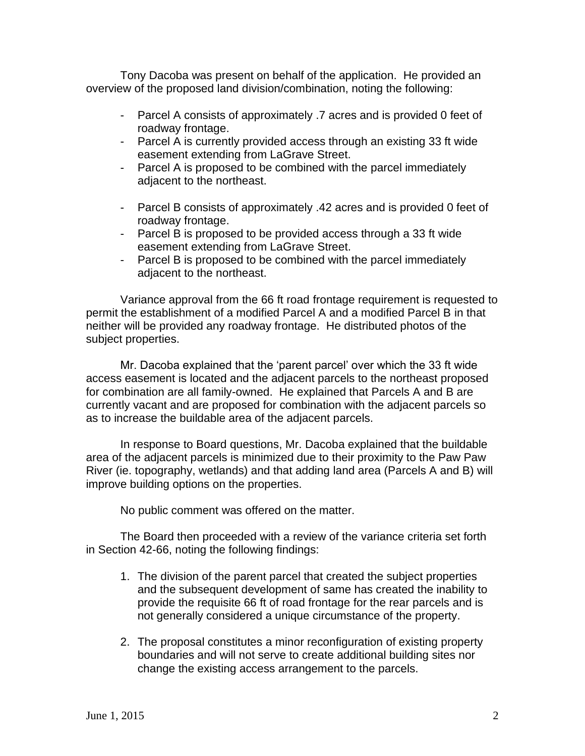Tony Dacoba was present on behalf of the application. He provided an overview of the proposed land division/combination, noting the following:

- Parcel A consists of approximately .7 acres and is provided 0 feet of roadway frontage.
- Parcel A is currently provided access through an existing 33 ft wide easement extending from LaGrave Street.
- Parcel A is proposed to be combined with the parcel immediately adjacent to the northeast.

- Parcel B consists of approximately .42 acres and is provided 0 feet of roadway frontage.
- Parcel B is proposed to be provided access through a 33 ft wide easement extending from LaGrave Street.
- Parcel B is proposed to be combined with the parcel immediately adjacent to the northeast.

Variance approval from the 66 ft road frontage requirement is requested to permit the establishment of a modified Parcel A and a modified Parcel B in that neither will be provided any roadway frontage. He distributed photos of the subject properties.

Mr. Dacoba explained that the 'parent parcel' over which the 33 ft wide access easement is located and the adjacent parcels to the northeast proposed for combination are all family-owned. He explained that Parcels A and B are currently vacant and are proposed for combination with the adjacent parcels so as to increase the buildable area of the adjacent parcels.

In response to Board questions, Mr. Dacoba explained that the buildable area of the adjacent parcels is minimized due to their proximity to the Paw Paw River (ie. topography, wetlands) and that adding land area (Parcels A and B) will improve building options on the properties.

No public comment was offered on the matter.

The Board then proceeded with a review of the variance criteria set forth in Section 42-66, noting the following findings:

1. The division of the parent parcel that created the subject properties and the subsequent development of same has created the inability to provide the requisite 66 ft of road frontage for the rear parcels and is not generally considered a unique circumstance of the property.

2. The proposal constitutes a minor reconfiguration of existing property boundaries and will not serve to create additional building sites nor change the existing access arrangement to the parcels.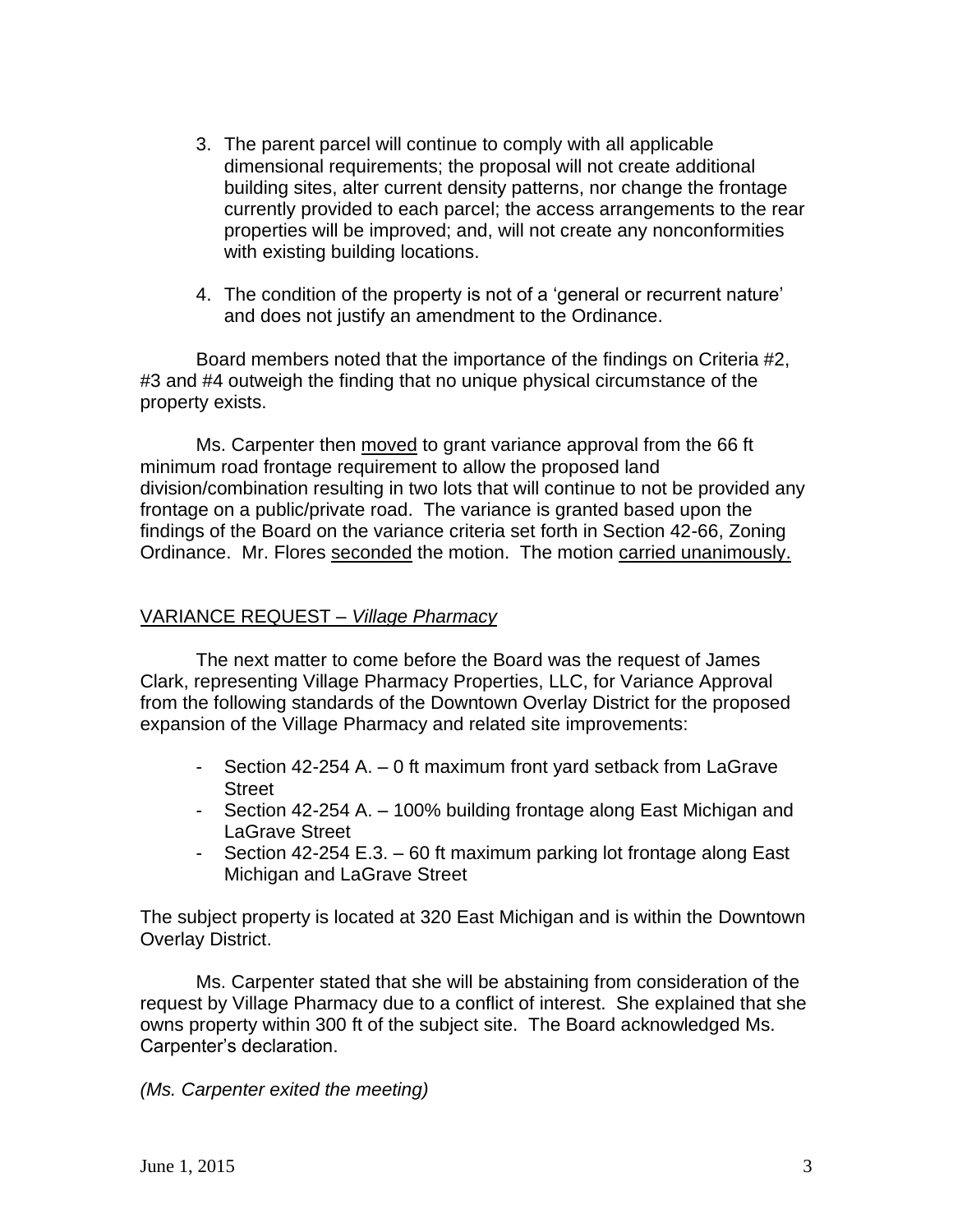3. The parent parcel will continue to comply with all applicable dimensional requirements; the proposal will not create additional building sites, alter current density patterns, nor change the frontage currently provided to each parcel; the access arrangements to the rear properties will be improved; and, will not create any nonconformities with existing building locations.

4. The condition of the property is not of a 'general or recurrent nature' and does not justify an amendment to the Ordinance.

Board members noted that the importance of the findings on Criteria #2, #3 and #4 outweigh the finding that no unique physical circumstance of the property exists.

Ms. Carpenter then moved to grant variance approval from the 66 ft minimum road frontage requirement to allow the proposed land division/combination resulting in two lots that will continue to not be provided any frontage on a public/private road. The variance is granted based upon the findings of the Board on the variance criteria set forth in Section 42-66, Zoning Ordinance. Mr. Flores seconded the motion. The motion carried unanimously.

## VARIANCE REQUEST – *Village Pharmacy*

The next matter to come before the Board was the request of James Clark, representing Village Pharmacy Properties, LLC, for Variance Approval from the following standards of the Downtown Overlay District for the proposed expansion of the Village Pharmacy and related site improvements:

- Section 42-254 A. – 0 ft maximum front yard setback from LaGrave Street
- Section 42-254 A. – 100% building frontage along East Michigan and LaGrave Street
- Section 42-254 E.3. – 60 ft maximum parking lot frontage along East Michigan and LaGrave Street

The subject property is located at 320 East Michigan and is within the Downtown Overlay District.

Ms. Carpenter stated that she will be abstaining from consideration of the request by Village Pharmacy due to a conflict of interest. She explained that she owns property within 300 ft of the subject site. The Board acknowledged Ms. Carpenter's declaration.

*(Ms. Carpenter exited the meeting)*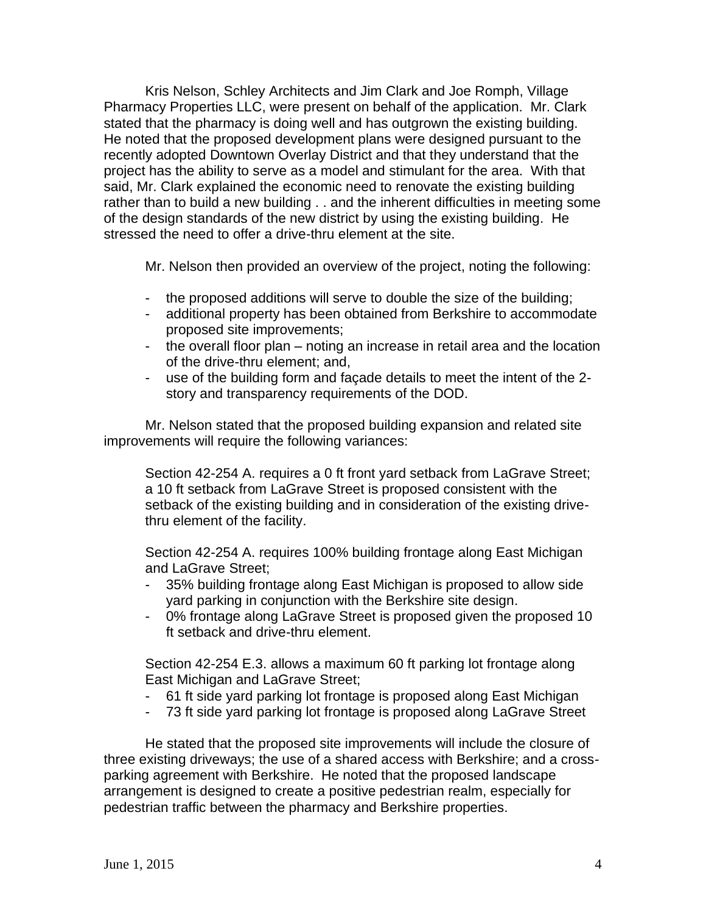Kris Nelson, Schley Architects and Jim Clark and Joe Romph, Village Pharmacy Properties LLC, were present on behalf of the application. Mr. Clark stated that the pharmacy is doing well and has outgrown the existing building. He noted that the proposed development plans were designed pursuant to the recently adopted Downtown Overlay District and that they understand that the project has the ability to serve as a model and stimulant for the area. With that said, Mr. Clark explained the economic need to renovate the existing building rather than to build a new building . . and the inherent difficulties in meeting some of the design standards of the new district by using the existing building. He stressed the need to offer a drive-thru element at the site.

Mr. Nelson then provided an overview of the project, noting the following:

- the proposed additions will serve to double the size of the building;
- additional property has been obtained from Berkshire to accommodate proposed site improvements;
- the overall floor plan – noting an increase in retail area and the location of the drive-thru element; and,
- use of the building form and façade details to meet the intent of the 2-story and transparency requirements of the DOD.

Mr. Nelson stated that the proposed building expansion and related site improvements will require the following variances:

> Section 42-254 A. requires a 0 ft front yard setback from LaGrave Street; a 10 ft setback from LaGrave Street is proposed consistent with the setback of the existing building and in consideration of the existing drive-thru element of the facility.
>
> Section 42-254 A. requires 100% building frontage along East Michigan and LaGrave Street;
> - 35% building frontage along East Michigan is proposed to allow side yard parking in conjunction with the Berkshire site design.
> - 0% frontage along LaGrave Street is proposed given the proposed 10 ft setback and drive-thru element.
>
> Section 42-254 E.3. allows a maximum 60 ft parking lot frontage along East Michigan and LaGrave Street;
> - 61 ft side yard parking lot frontage is proposed along East Michigan
> - 73 ft side yard parking lot frontage is proposed along LaGrave Street

He stated that the proposed site improvements will include the closure of three existing driveways; the use of a shared access with Berkshire; and a cross-parking agreement with Berkshire. He noted that the proposed landscape arrangement is designed to create a positive pedestrian realm, especially for pedestrian traffic between the pharmacy and Berkshire properties.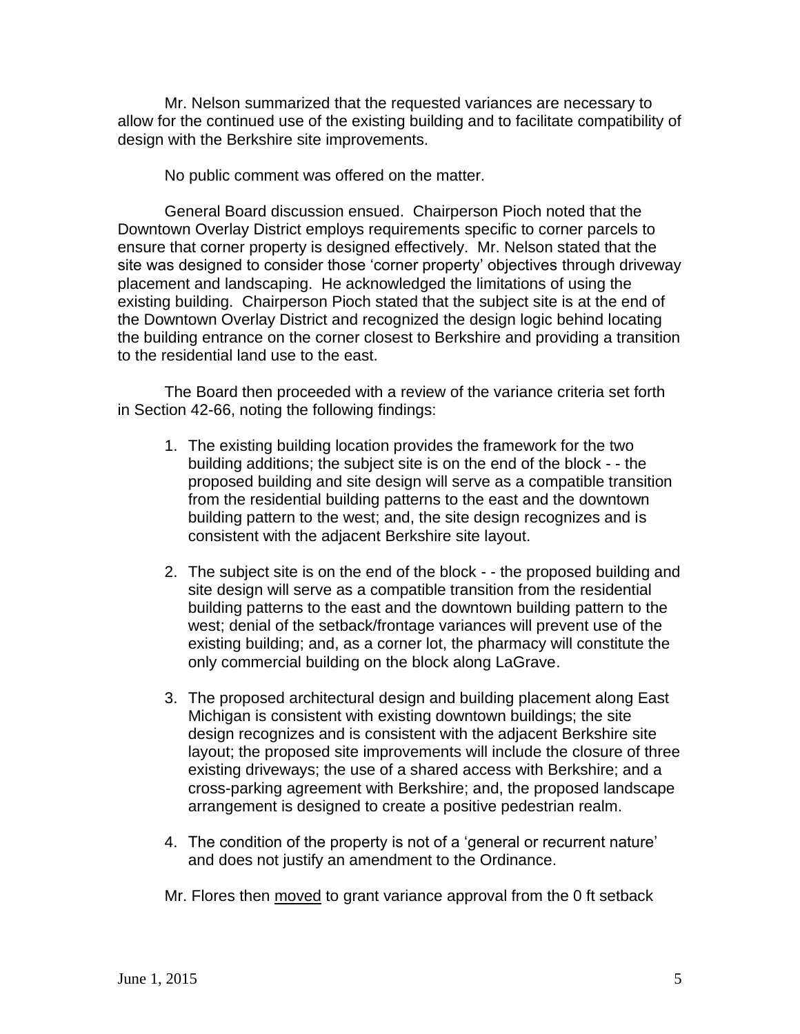Mr. Nelson summarized that the requested variances are necessary to allow for the continued use of the existing building and to facilitate compatibility of design with the Berkshire site improvements.

No public comment was offered on the matter.

General Board discussion ensued. Chairperson Pioch noted that the Downtown Overlay District employs requirements specific to corner parcels to ensure that corner property is designed effectively. Mr. Nelson stated that the site was designed to consider those 'corner property' objectives through driveway placement and landscaping. He acknowledged the limitations of using the existing building. Chairperson Pioch stated that the subject site is at the end of the Downtown Overlay District and recognized the design logic behind locating the building entrance on the corner closest to Berkshire and providing a transition to the residential land use to the east.

The Board then proceeded with a review of the variance criteria set forth in Section 42-66, noting the following findings:

1. The existing building location provides the framework for the two building additions; the subject site is on the end of the block - - the proposed building and site design will serve as a compatible transition from the residential building patterns to the east and the downtown building pattern to the west; and, the site design recognizes and is consistent with the adjacent Berkshire site layout.

2. The subject site is on the end of the block - - the proposed building and site design will serve as a compatible transition from the residential building patterns to the east and the downtown building pattern to the west; denial of the setback/frontage variances will prevent use of the existing building; and, as a corner lot, the pharmacy will constitute the only commercial building on the block along LaGrave.

3. The proposed architectural design and building placement along East Michigan is consistent with existing downtown buildings; the site design recognizes and is consistent with the adjacent Berkshire site layout; the proposed site improvements will include the closure of three existing driveways; the use of a shared access with Berkshire; and a cross-parking agreement with Berkshire; and, the proposed landscape arrangement is designed to create a positive pedestrian realm.

4. The condition of the property is not of a 'general or recurrent nature' and does not justify an amendment to the Ordinance.

Mr. Flores then moved to grant variance approval from the 0 ft setback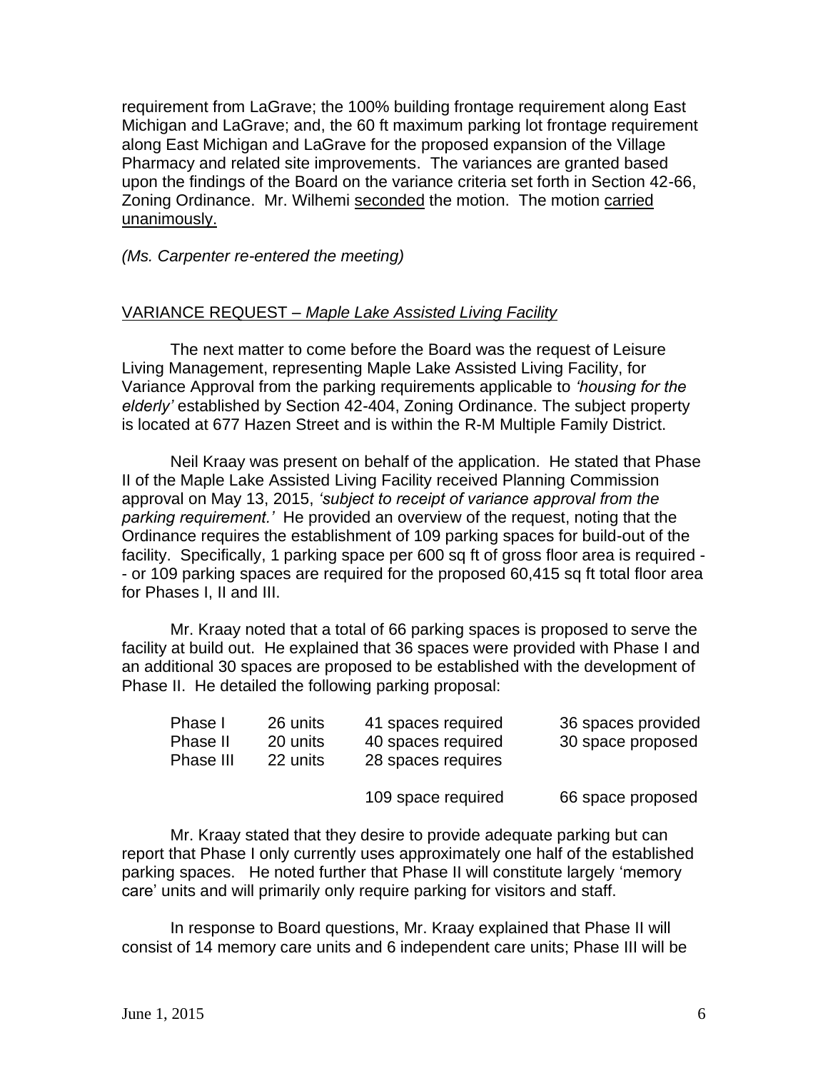requirement from LaGrave; the 100% building frontage requirement along East Michigan and LaGrave; and, the 60 ft maximum parking lot frontage requirement along East Michigan and LaGrave for the proposed expansion of the Village Pharmacy and related site improvements. The variances are granted based upon the findings of the Board on the variance criteria set forth in Section 42-66, Zoning Ordinance. Mr. Wilhemi seconded the motion. The motion carried unanimously.

*(Ms. Carpenter re-entered the meeting)*

VARIANCE REQUEST – *Maple Lake Assisted Living Facility*

The next matter to come before the Board was the request of Leisure Living Management, representing Maple Lake Assisted Living Facility, for Variance Approval from the parking requirements applicable to *'housing for the elderly'* established by Section 42-404, Zoning Ordinance. The subject property is located at 677 Hazen Street and is within the R-M Multiple Family District.

Neil Kraay was present on behalf of the application. He stated that Phase II of the Maple Lake Assisted Living Facility received Planning Commission approval on May 13, 2015, *'subject to receipt of variance approval from the parking requirement.'* He provided an overview of the request, noting that the Ordinance requires the establishment of 109 parking spaces for build-out of the facility. Specifically, 1 parking space per 600 sq ft of gross floor area is required -- or 109 parking spaces are required for the proposed 60,415 sq ft total floor area for Phases I, II and III.

Mr. Kraay noted that a total of 66 parking spaces is proposed to serve the facility at build out. He explained that 36 spaces were provided with Phase I and an additional 30 spaces are proposed to be established with the development of Phase II. He detailed the following parking proposal:

| | | | |
|---|---|---|---|
| Phase I | 26 units | 41 spaces required | 36 spaces provided |
| Phase II | 20 units | 40 spaces required | 30 space proposed |
| Phase III | 22 units | 28 spaces requires | |
| | | 109 space required | 66 space proposed |

Mr. Kraay stated that they desire to provide adequate parking but can report that Phase I only currently uses approximately one half of the established parking spaces. He noted further that Phase II will constitute largely 'memory care' units and will primarily only require parking for visitors and staff.

In response to Board questions, Mr. Kraay explained that Phase II will consist of 14 memory care units and 6 independent care units; Phase III will be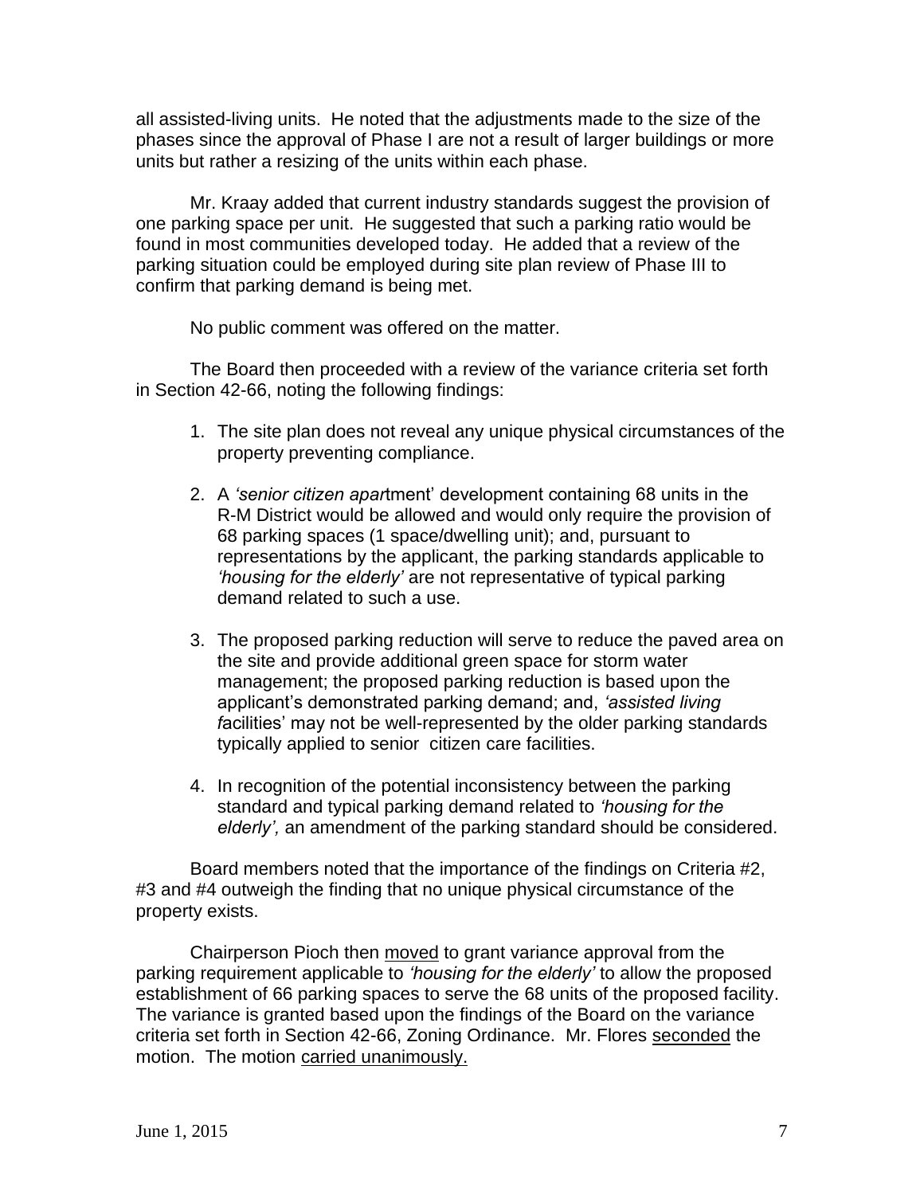all assisted-living units. He noted that the adjustments made to the size of the phases since the approval of Phase I are not a result of larger buildings or more units but rather a resizing of the units within each phase.

Mr. Kraay added that current industry standards suggest the provision of one parking space per unit. He suggested that such a parking ratio would be found in most communities developed today. He added that a review of the parking situation could be employed during site plan review of Phase III to confirm that parking demand is being met.

No public comment was offered on the matter.

The Board then proceeded with a review of the variance criteria set forth in Section 42-66, noting the following findings:

1. The site plan does not reveal any unique physical circumstances of the property preventing compliance.

2. A *'senior citizen apar*tment' development containing 68 units in the R-M District would be allowed and would only require the provision of 68 parking spaces (1 space/dwelling unit); and, pursuant to representations by the applicant, the parking standards applicable to *'housing for the elderly'* are not representative of typical parking demand related to such a use.

3. The proposed parking reduction will serve to reduce the paved area on the site and provide additional green space for storm water management; the proposed parking reduction is based upon the applicant's demonstrated parking demand; and, *'assisted living f*acilities' may not be well-represented by the older parking standards typically applied to senior citizen care facilities.

4. In recognition of the potential inconsistency between the parking standard and typical parking demand related to *'housing for the elderly',* an amendment of the parking standard should be considered.

Board members noted that the importance of the findings on Criteria #2, #3 and #4 outweigh the finding that no unique physical circumstance of the property exists.

Chairperson Pioch then <u>moved</u> to grant variance approval from the parking requirement applicable to *'housing for the elderly'* to allow the proposed establishment of 66 parking spaces to serve the 68 units of the proposed facility. The variance is granted based upon the findings of the Board on the variance criteria set forth in Section 42-66, Zoning Ordinance. Mr. Flores <u>seconded</u> the motion. The motion <u>carried unanimously.</u>

June 1, 2015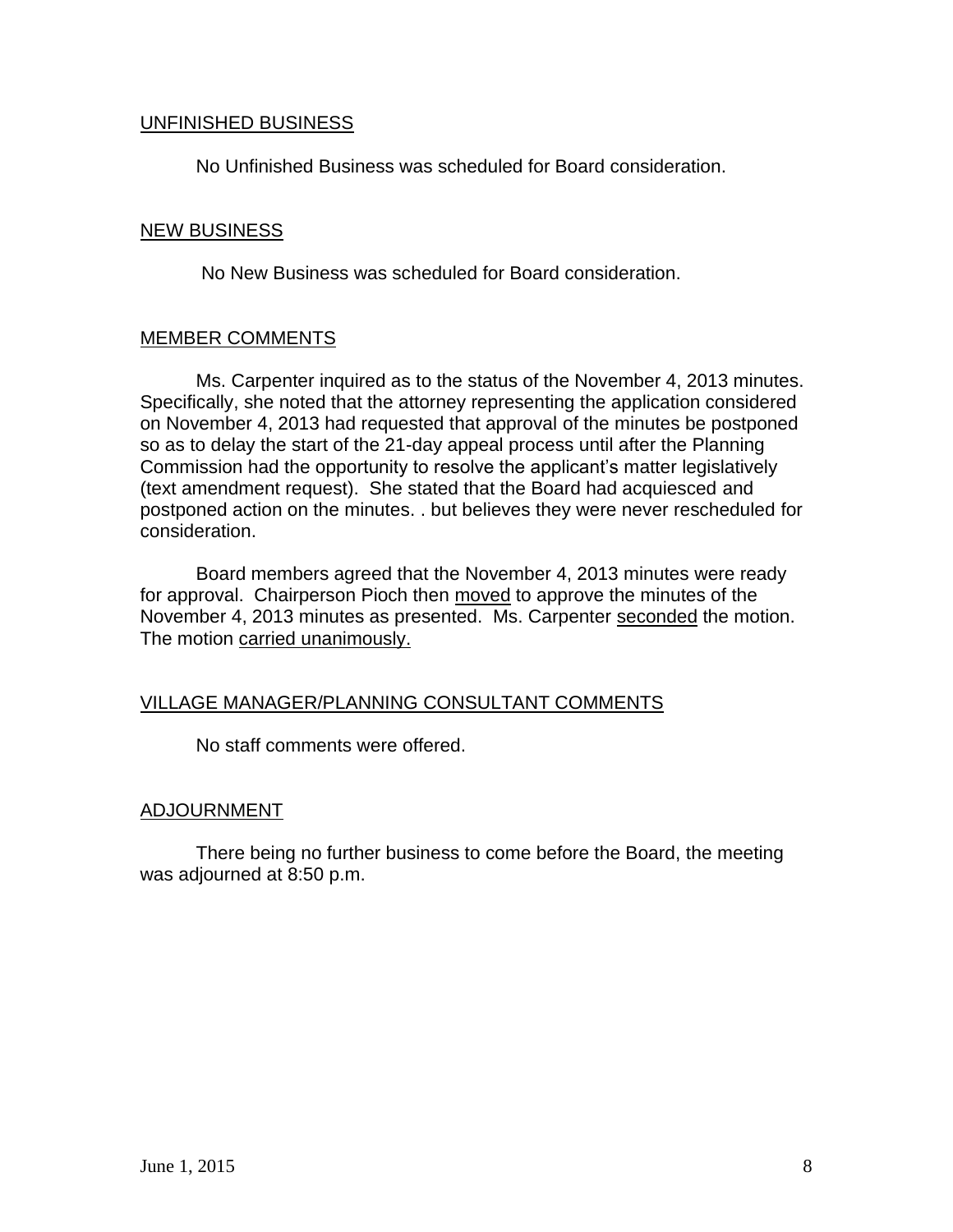## UNFINISHED BUSINESS

No Unfinished Business was scheduled for Board consideration.

## NEW BUSINESS

No New Business was scheduled for Board consideration.

## MEMBER COMMENTS

Ms. Carpenter inquired as to the status of the November 4, 2013 minutes. Specifically, she noted that the attorney representing the application considered on November 4, 2013 had requested that approval of the minutes be postponed so as to delay the start of the 21-day appeal process until after the Planning Commission had the opportunity to resolve the applicant's matter legislatively (text amendment request). She stated that the Board had acquiesced and postponed action on the minutes. . but believes they were never rescheduled for consideration.

Board members agreed that the November 4, 2013 minutes were ready for approval. Chairperson Pioch then moved to approve the minutes of the November 4, 2013 minutes as presented. Ms. Carpenter seconded the motion. The motion carried unanimously.

## VILLAGE MANAGER/PLANNING CONSULTANT COMMENTS

No staff comments were offered.

## ADJOURNMENT

There being no further business to come before the Board, the meeting was adjourned at 8:50 p.m.